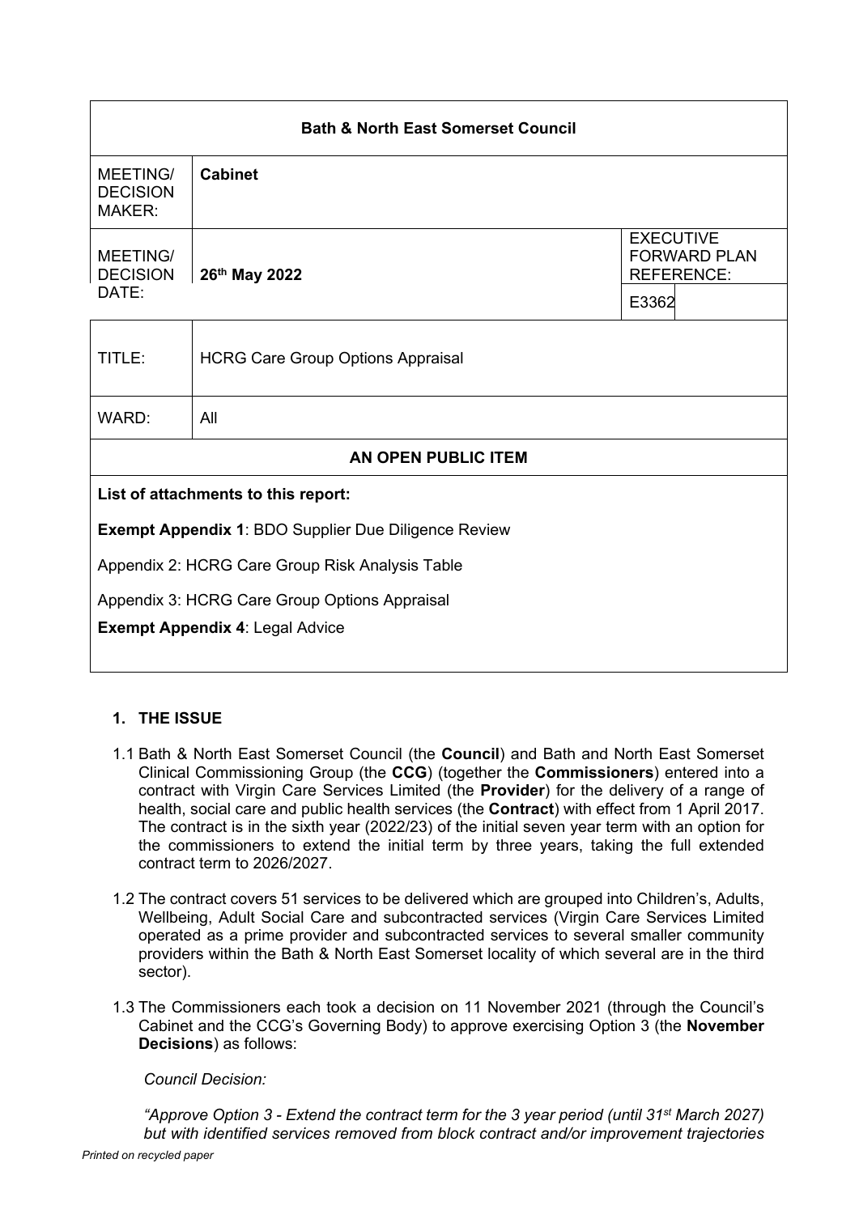| Bath & North East Somerset Council | | |
|---|---|---|
| MEETING/ DECISION MAKER: | **Cabinet** | |
| MEETING/ DECISION DATE: | **26th May 2022** | EXECUTIVE FORWARD PLAN REFERENCE: E3362 |
| TITLE: | HCRG Care Group Options Appraisal | |
| WARD: | All | |
| **AN OPEN PUBLIC ITEM** | | |

**List of attachments to this report:**

**Exempt Appendix 1**: BDO Supplier Due Diligence Review

Appendix 2: HCRG Care Group Risk Analysis Table

Appendix 3: HCRG Care Group Options Appraisal

**Exempt Appendix 4**: Legal Advice

## 1. THE ISSUE

1.1 Bath & North East Somerset Council (the **Council**) and Bath and North East Somerset Clinical Commissioning Group (the **CCG**) (together the **Commissioners**) entered into a contract with Virgin Care Services Limited (the **Provider**) for the delivery of a range of health, social care and public health services (the **Contract**) with effect from 1 April 2017. The contract is in the sixth year (2022/23) of the initial seven year term with an option for the commissioners to extend the initial term by three years, taking the full extended contract term to 2026/2027.

1.2 The contract covers 51 services to be delivered which are grouped into Children's, Adults, Wellbeing, Adult Social Care and subcontracted services (Virgin Care Services Limited operated as a prime provider and subcontracted services to several smaller community providers within the Bath & North East Somerset locality of which several are in the third sector).

1.3 The Commissioners each took a decision on 11 November 2021 (through the Council's Cabinet and the CCG's Governing Body) to approve exercising Option 3 (the **November Decisions**) as follows:

*Council Decision:*

*"Approve Option 3 - Extend the contract term for the 3 year period (until 31st March 2027) but with identified services removed from block contract and/or improvement trajectories*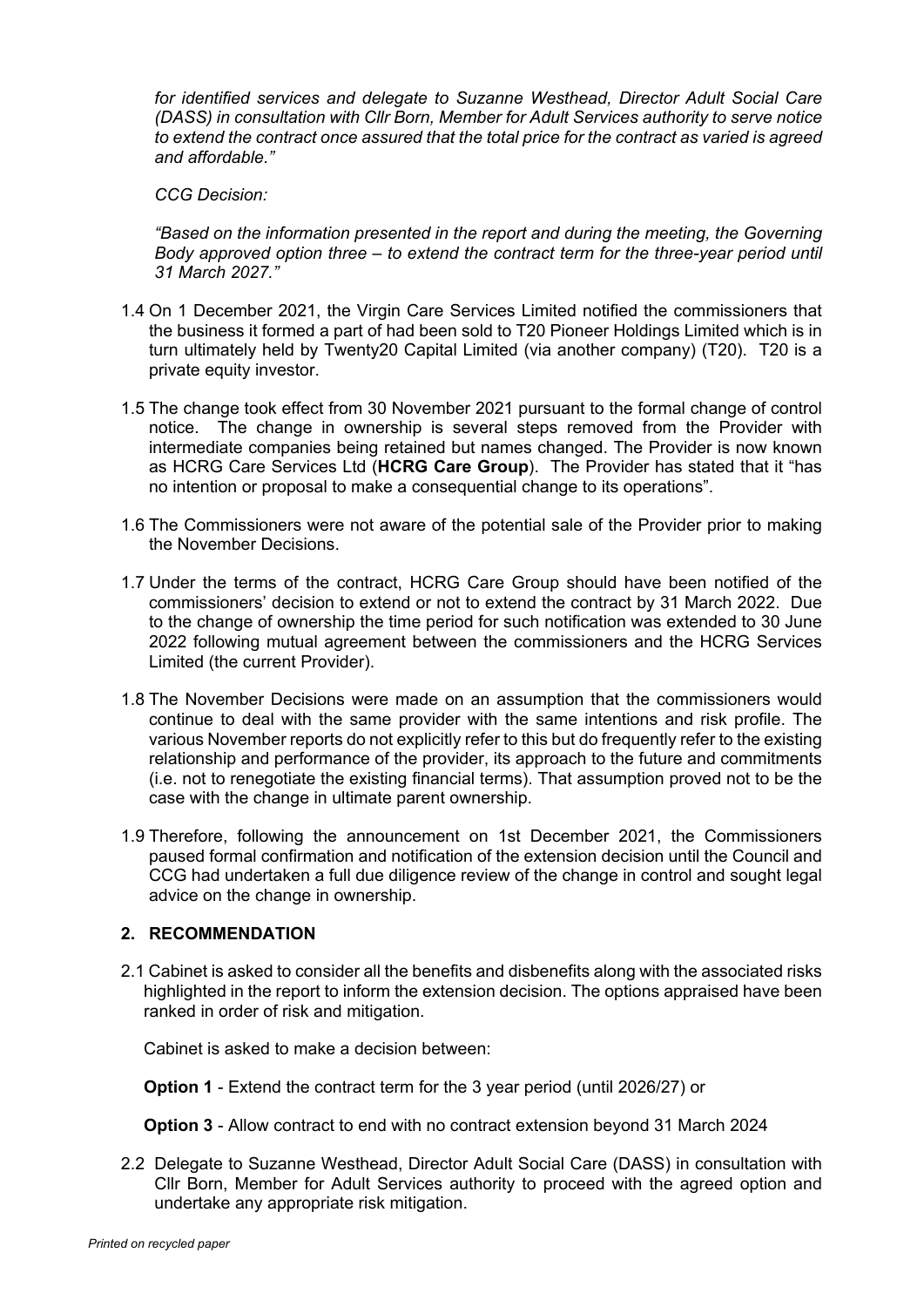*for identified services and delegate to Suzanne Westhead, Director Adult Social Care (DASS) in consultation with Cllr Born, Member for Adult Services authority to serve notice to extend the contract once assured that the total price for the contract as varied is agreed and affordable."*

*CCG Decision:*

*"Based on the information presented in the report and during the meeting, the Governing Body approved option three – to extend the contract term for the three-year period until 31 March 2027."*

1.4 On 1 December 2021, the Virgin Care Services Limited notified the commissioners that the business it formed a part of had been sold to T20 Pioneer Holdings Limited which is in turn ultimately held by Twenty20 Capital Limited (via another company) (T20). T20 is a private equity investor.

1.5 The change took effect from 30 November 2021 pursuant to the formal change of control notice. The change in ownership is several steps removed from the Provider with intermediate companies being retained but names changed. The Provider is now known as HCRG Care Services Ltd (**HCRG Care Group**). The Provider has stated that it "has no intention or proposal to make a consequential change to its operations".

1.6 The Commissioners were not aware of the potential sale of the Provider prior to making the November Decisions.

1.7 Under the terms of the contract, HCRG Care Group should have been notified of the commissioners' decision to extend or not to extend the contract by 31 March 2022. Due to the change of ownership the time period for such notification was extended to 30 June 2022 following mutual agreement between the commissioners and the HCRG Services Limited (the current Provider).

1.8 The November Decisions were made on an assumption that the commissioners would continue to deal with the same provider with the same intentions and risk profile. The various November reports do not explicitly refer to this but do frequently refer to the existing relationship and performance of the provider, its approach to the future and commitments (i.e. not to renegotiate the existing financial terms). That assumption proved not to be the case with the change in ultimate parent ownership.

1.9 Therefore, following the announcement on 1st December 2021, the Commissioners paused formal confirmation and notification of the extension decision until the Council and CCG had undertaken a full due diligence review of the change in control and sought legal advice on the change in ownership.

## 2. RECOMMENDATION

2.1 Cabinet is asked to consider all the benefits and disbenefits along with the associated risks highlighted in the report to inform the extension decision. The options appraised have been ranked in order of risk and mitigation.

Cabinet is asked to make a decision between:

**Option 1** - Extend the contract term for the 3 year period (until 2026/27) or

**Option 3** - Allow contract to end with no contract extension beyond 31 March 2024

2.2 Delegate to Suzanne Westhead, Director Adult Social Care (DASS) in consultation with Cllr Born, Member for Adult Services authority to proceed with the agreed option and undertake any appropriate risk mitigation.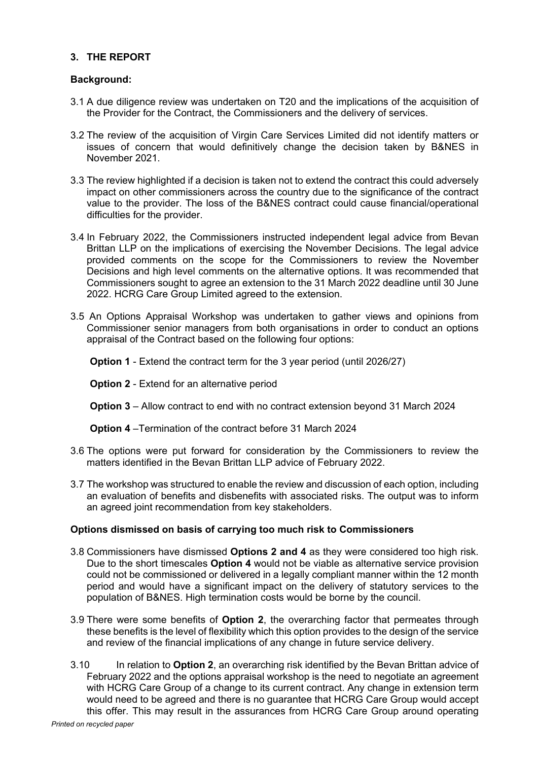## 3. THE REPORT

### Background:

3.1 A due diligence review was undertaken on T20 and the implications of the acquisition of the Provider for the Contract, the Commissioners and the delivery of services.

3.2 The review of the acquisition of Virgin Care Services Limited did not identify matters or issues of concern that would definitively change the decision taken by B&NES in November 2021.

3.3 The review highlighted if a decision is taken not to extend the contract this could adversely impact on other commissioners across the country due to the significance of the contract value to the provider. The loss of the B&NES contract could cause financial/operational difficulties for the provider.

3.4 In February 2022, the Commissioners instructed independent legal advice from Bevan Brittan LLP on the implications of exercising the November Decisions. The legal advice provided comments on the scope for the Commissioners to review the November Decisions and high level comments on the alternative options. It was recommended that Commissioners sought to agree an extension to the 31 March 2022 deadline until 30 June 2022. HCRG Care Group Limited agreed to the extension.

3.5 An Options Appraisal Workshop was undertaken to gather views and opinions from Commissioner senior managers from both organisations in order to conduct an options appraisal of the Contract based on the following four options:

**Option 1** - Extend the contract term for the 3 year period (until 2026/27)

**Option 2** - Extend for an alternative period

**Option 3** – Allow contract to end with no contract extension beyond 31 March 2024

**Option 4** –Termination of the contract before 31 March 2024

3.6 The options were put forward for consideration by the Commissioners to review the matters identified in the Bevan Brittan LLP advice of February 2022.

3.7 The workshop was structured to enable the review and discussion of each option, including an evaluation of benefits and disbenefits with associated risks. The output was to inform an agreed joint recommendation from key stakeholders.

### Options dismissed on basis of carrying too much risk to Commissioners

3.8 Commissioners have dismissed **Options 2 and 4** as they were considered too high risk. Due to the short timescales **Option 4** would not be viable as alternative service provision could not be commissioned or delivered in a legally compliant manner within the 12 month period and would have a significant impact on the delivery of statutory services to the population of B&NES. High termination costs would be borne by the council.

3.9 There were some benefits of **Option 2**, the overarching factor that permeates through these benefits is the level of flexibility which this option provides to the design of the service and review of the financial implications of any change in future service delivery.

3.10 In relation to **Option 2**, an overarching risk identified by the Bevan Brittan advice of February 2022 and the options appraisal workshop is the need to negotiate an agreement with HCRG Care Group of a change to its current contract. Any change in extension term would need to be agreed and there is no guarantee that HCRG Care Group would accept this offer. This may result in the assurances from HCRG Care Group around operating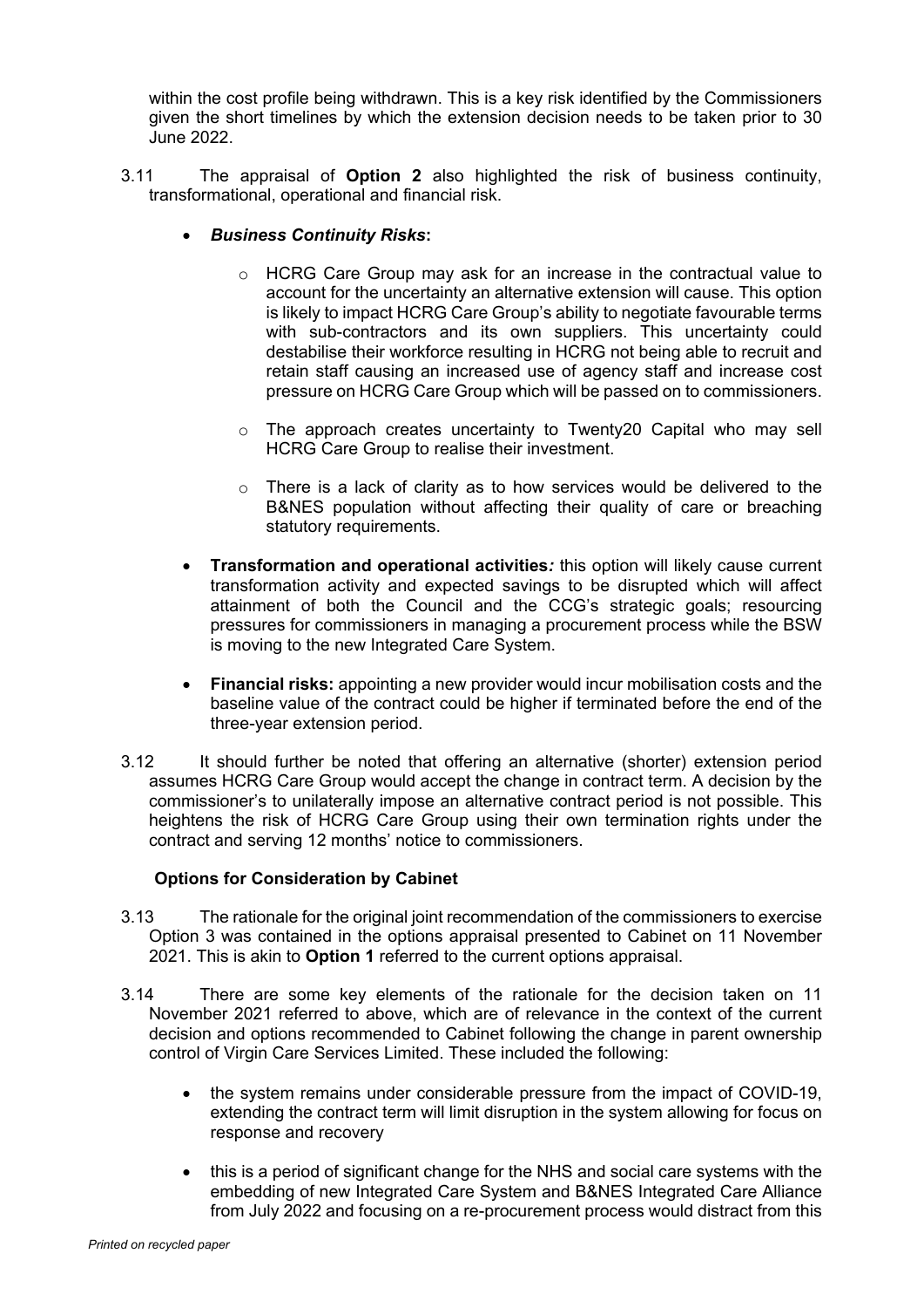within the cost profile being withdrawn. This is a key risk identified by the Commissioners given the short timelines by which the extension decision needs to be taken prior to 30 June 2022.

3.11 The appraisal of **Option 2** also highlighted the risk of business continuity, transformational, operational and financial risk.

- ***Business Continuity Risks*:**
  - HCRG Care Group may ask for an increase in the contractual value to account for the uncertainty an alternative extension will cause. This option is likely to impact HCRG Care Group's ability to negotiate favourable terms with sub-contractors and its own suppliers. This uncertainty could destabilise their workforce resulting in HCRG not being able to recruit and retain staff causing an increased use of agency staff and increase cost pressure on HCRG Care Group which will be passed on to commissioners.
  - The approach creates uncertainty to Twenty20 Capital who may sell HCRG Care Group to realise their investment.
  - There is a lack of clarity as to how services would be delivered to the B&NES population without affecting their quality of care or breaching statutory requirements.
- **Transformation and operational activities*:*** this option will likely cause current transformation activity and expected savings to be disrupted which will affect attainment of both the Council and the CCG's strategic goals; resourcing pressures for commissioners in managing a procurement process while the BSW is moving to the new Integrated Care System.
- **Financial risks:** appointing a new provider would incur mobilisation costs and the baseline value of the contract could be higher if terminated before the end of the three-year extension period.

3.12 It should further be noted that offering an alternative (shorter) extension period assumes HCRG Care Group would accept the change in contract term. A decision by the commissioner's to unilaterally impose an alternative contract period is not possible. This heightens the risk of HCRG Care Group using their own termination rights under the contract and serving 12 months' notice to commissioners.

**Options for Consideration by Cabinet**

3.13 The rationale for the original joint recommendation of the commissioners to exercise Option 3 was contained in the options appraisal presented to Cabinet on 11 November 2021. This is akin to **Option 1** referred to the current options appraisal.

3.14 There are some key elements of the rationale for the decision taken on 11 November 2021 referred to above, which are of relevance in the context of the current decision and options recommended to Cabinet following the change in parent ownership control of Virgin Care Services Limited. These included the following:

- the system remains under considerable pressure from the impact of COVID-19, extending the contract term will limit disruption in the system allowing for focus on response and recovery
- this is a period of significant change for the NHS and social care systems with the embedding of new Integrated Care System and B&NES Integrated Care Alliance from July 2022 and focusing on a re-procurement process would distract from this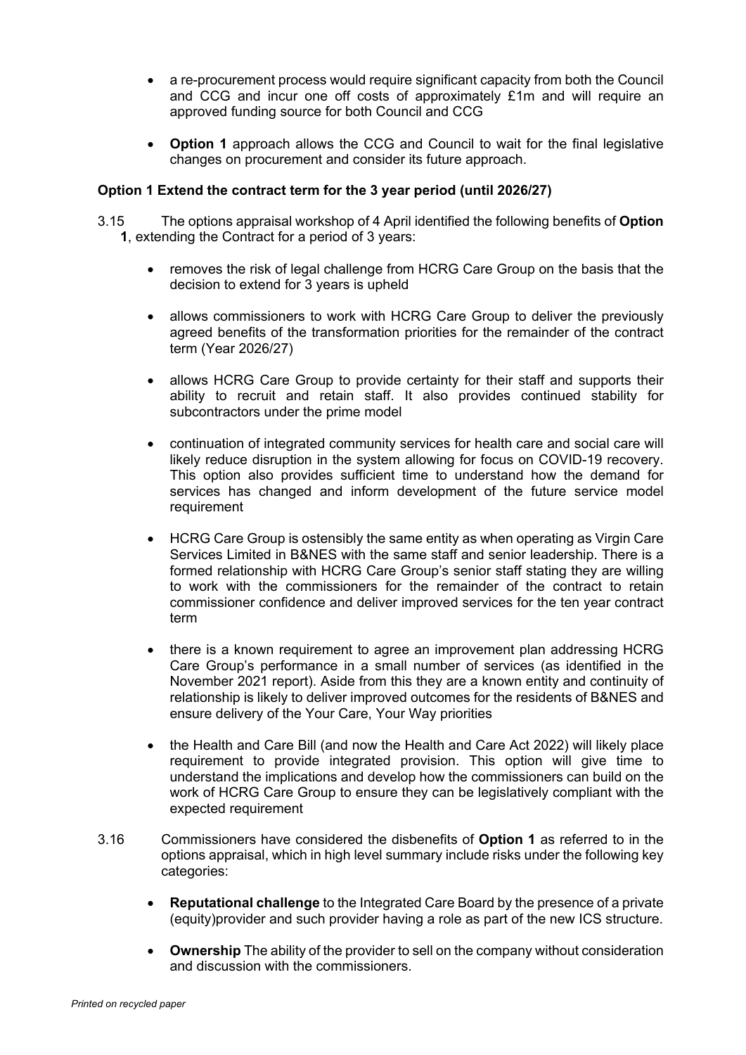- a re-procurement process would require significant capacity from both the Council and CCG and incur one off costs of approximately £1m and will require an approved funding source for both Council and CCG

- **Option 1** approach allows the CCG and Council to wait for the final legislative changes on procurement and consider its future approach.

**Option 1 Extend the contract term for the 3 year period (until 2026/27)**

3.15 The options appraisal workshop of 4 April identified the following benefits of **Option 1**, extending the Contract for a period of 3 years:

- removes the risk of legal challenge from HCRG Care Group on the basis that the decision to extend for 3 years is upheld

- allows commissioners to work with HCRG Care Group to deliver the previously agreed benefits of the transformation priorities for the remainder of the contract term (Year 2026/27)

- allows HCRG Care Group to provide certainty for their staff and supports their ability to recruit and retain staff. It also provides continued stability for subcontractors under the prime model

- continuation of integrated community services for health care and social care will likely reduce disruption in the system allowing for focus on COVID-19 recovery. This option also provides sufficient time to understand how the demand for services has changed and inform development of the future service model requirement

- HCRG Care Group is ostensibly the same entity as when operating as Virgin Care Services Limited in B&NES with the same staff and senior leadership. There is a formed relationship with HCRG Care Group's senior staff stating they are willing to work with the commissioners for the remainder of the contract to retain commissioner confidence and deliver improved services for the ten year contract term

- there is a known requirement to agree an improvement plan addressing HCRG Care Group's performance in a small number of services (as identified in the November 2021 report). Aside from this they are a known entity and continuity of relationship is likely to deliver improved outcomes for the residents of B&NES and ensure delivery of the Your Care, Your Way priorities

- the Health and Care Bill (and now the Health and Care Act 2022) will likely place requirement to provide integrated provision. This option will give time to understand the implications and develop how the commissioners can build on the work of HCRG Care Group to ensure they can be legislatively compliant with the expected requirement

3.16 Commissioners have considered the disbenefits of **Option 1** as referred to in the options appraisal, which in high level summary include risks under the following key categories:

- **Reputational challenge** to the Integrated Care Board by the presence of a private (equity)provider and such provider having a role as part of the new ICS structure.

- **Ownership** The ability of the provider to sell on the company without consideration and discussion with the commissioners.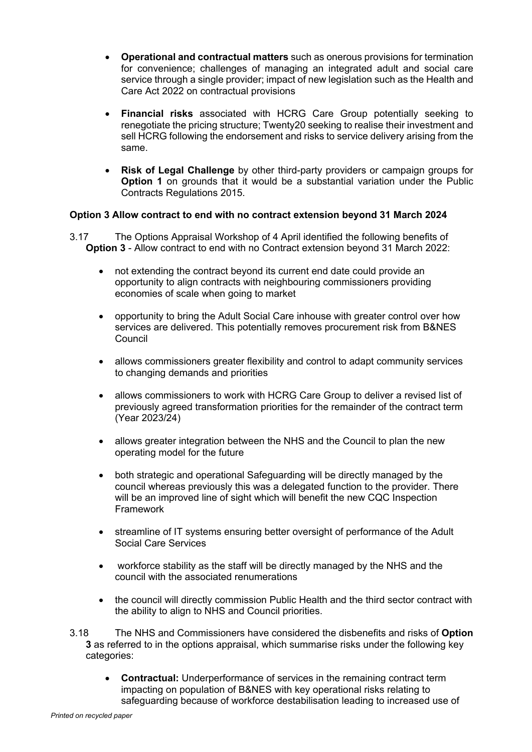- **Operational and contractual matters** such as onerous provisions for termination for convenience; challenges of managing an integrated adult and social care service through a single provider; impact of new legislation such as the Health and Care Act 2022 on contractual provisions

- **Financial risks** associated with HCRG Care Group potentially seeking to renegotiate the pricing structure; Twenty20 seeking to realise their investment and sell HCRG following the endorsement and risks to service delivery arising from the same.

- **Risk of Legal Challenge** by other third-party providers or campaign groups for **Option 1** on grounds that it would be a substantial variation under the Public Contracts Regulations 2015.

**Option 3 Allow contract to end with no contract extension beyond 31 March 2024**

3.17 The Options Appraisal Workshop of 4 April identified the following benefits of **Option 3** - Allow contract to end with no Contract extension beyond 31 March 2022:

- not extending the contract beyond its current end date could provide an opportunity to align contracts with neighbouring commissioners providing economies of scale when going to market

- opportunity to bring the Adult Social Care inhouse with greater control over how services are delivered. This potentially removes procurement risk from B&NES Council

- allows commissioners greater flexibility and control to adapt community services to changing demands and priorities

- allows commissioners to work with HCRG Care Group to deliver a revised list of previously agreed transformation priorities for the remainder of the contract term (Year 2023/24)

- allows greater integration between the NHS and the Council to plan the new operating model for the future

- both strategic and operational Safeguarding will be directly managed by the council whereas previously this was a delegated function to the provider. There will be an improved line of sight which will benefit the new CQC Inspection Framework

- streamline of IT systems ensuring better oversight of performance of the Adult Social Care Services

- workforce stability as the staff will be directly managed by the NHS and the council with the associated renumerations

- the council will directly commission Public Health and the third sector contract with the ability to align to NHS and Council priorities.

3.18 The NHS and Commissioners have considered the disbenefits and risks of **Option 3** as referred to in the options appraisal, which summarise risks under the following key categories:

- **Contractual:** Underperformance of services in the remaining contract term impacting on population of B&NES with key operational risks relating to safeguarding because of workforce destabilisation leading to increased use of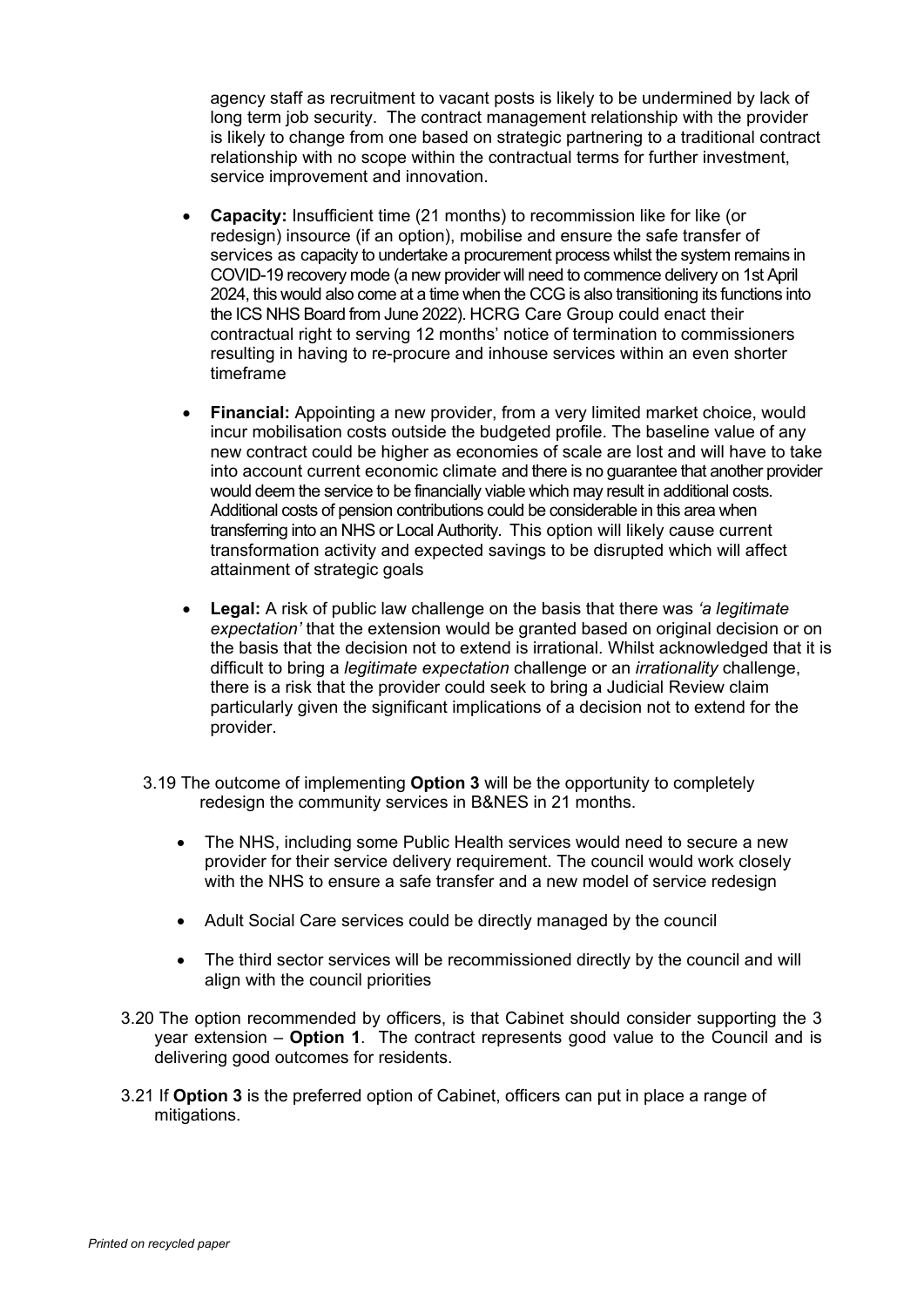agency staff as recruitment to vacant posts is likely to be undermined by lack of long term job security. The contract management relationship with the provider is likely to change from one based on strategic partnering to a traditional contract relationship with no scope within the contractual terms for further investment, service improvement and innovation.

- **Capacity:** Insufficient time (21 months) to recommission like for like (or redesign) insource (if an option), mobilise and ensure the safe transfer of services as capacity to undertake a procurement process whilst the system remains in COVID-19 recovery mode (a new provider will need to commence delivery on 1st April 2024, this would also come at a time when the CCG is also transitioning its functions into the ICS NHS Board from June 2022). HCRG Care Group could enact their contractual right to serving 12 months' notice of termination to commissioners resulting in having to re-procure and inhouse services within an even shorter timeframe

- **Financial:** Appointing a new provider, from a very limited market choice, would incur mobilisation costs outside the budgeted profile. The baseline value of any new contract could be higher as economies of scale are lost and will have to take into account current economic climate and there is no guarantee that another provider would deem the service to be financially viable which may result in additional costs. Additional costs of pension contributions could be considerable in this area when transferring into an NHS or Local Authority. This option will likely cause current transformation activity and expected savings to be disrupted which will affect attainment of strategic goals

- **Legal:** A risk of public law challenge on the basis that there was *'a legitimate expectation'* that the extension would be granted based on original decision or on the basis that the decision not to extend is irrational. Whilst acknowledged that it is difficult to bring a *legitimate expectation* challenge or an *irrationality* challenge, there is a risk that the provider could seek to bring a Judicial Review claim particularly given the significant implications of a decision not to extend for the provider.

3.19 The outcome of implementing **Option 3** will be the opportunity to completely redesign the community services in B&NES in 21 months.

- The NHS, including some Public Health services would need to secure a new provider for their service delivery requirement. The council would work closely with the NHS to ensure a safe transfer and a new model of service redesign
- Adult Social Care services could be directly managed by the council
- The third sector services will be recommissioned directly by the council and will align with the council priorities

3.20 The option recommended by officers, is that Cabinet should consider supporting the 3 year extension – **Option 1**. The contract represents good value to the Council and is delivering good outcomes for residents.

3.21 If **Option 3** is the preferred option of Cabinet, officers can put in place a range of mitigations.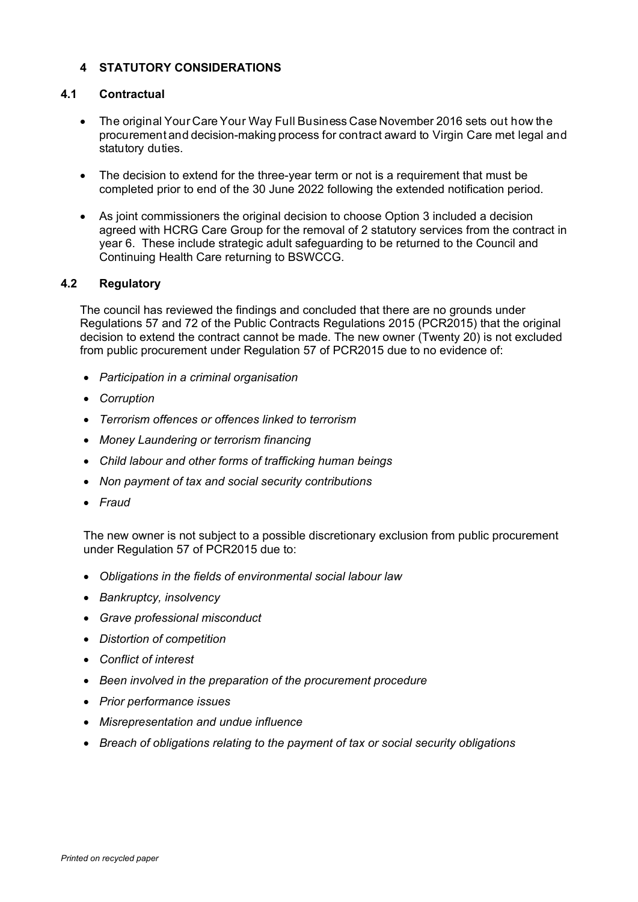## 4 STATUTORY CONSIDERATIONS

### 4.1 Contractual

- The original Your Care Your Way Full Business Case November 2016 sets out how the procurement and decision-making process for contract award to Virgin Care met legal and statutory duties.
- The decision to extend for the three-year term or not is a requirement that must be completed prior to end of the 30 June 2022 following the extended notification period.
- As joint commissioners the original decision to choose Option 3 included a decision agreed with HCRG Care Group for the removal of 2 statutory services from the contract in year 6. These include strategic adult safeguarding to be returned to the Council and Continuing Health Care returning to BSWCCG.

### 4.2 Regulatory

The council has reviewed the findings and concluded that there are no grounds under Regulations 57 and 72 of the Public Contracts Regulations 2015 (PCR2015) that the original decision to extend the contract cannot be made. The new owner (Twenty 20) is not excluded from public procurement under Regulation 57 of PCR2015 due to no evidence of:

- *Participation in a criminal organisation*
- *Corruption*
- *Terrorism offences or offences linked to terrorism*
- *Money Laundering or terrorism financing*
- *Child labour and other forms of trafficking human beings*
- *Non payment of tax and social security contributions*
- *Fraud*

The new owner is not subject to a possible discretionary exclusion from public procurement under Regulation 57 of PCR2015 due to:

- *Obligations in the fields of environmental social labour law*
- *Bankruptcy, insolvency*
- *Grave professional misconduct*
- *Distortion of competition*
- *Conflict of interest*
- *Been involved in the preparation of the procurement procedure*
- *Prior performance issues*
- *Misrepresentation and undue influence*
- *Breach of obligations relating to the payment of tax or social security obligations*

*Printed on recycled paper*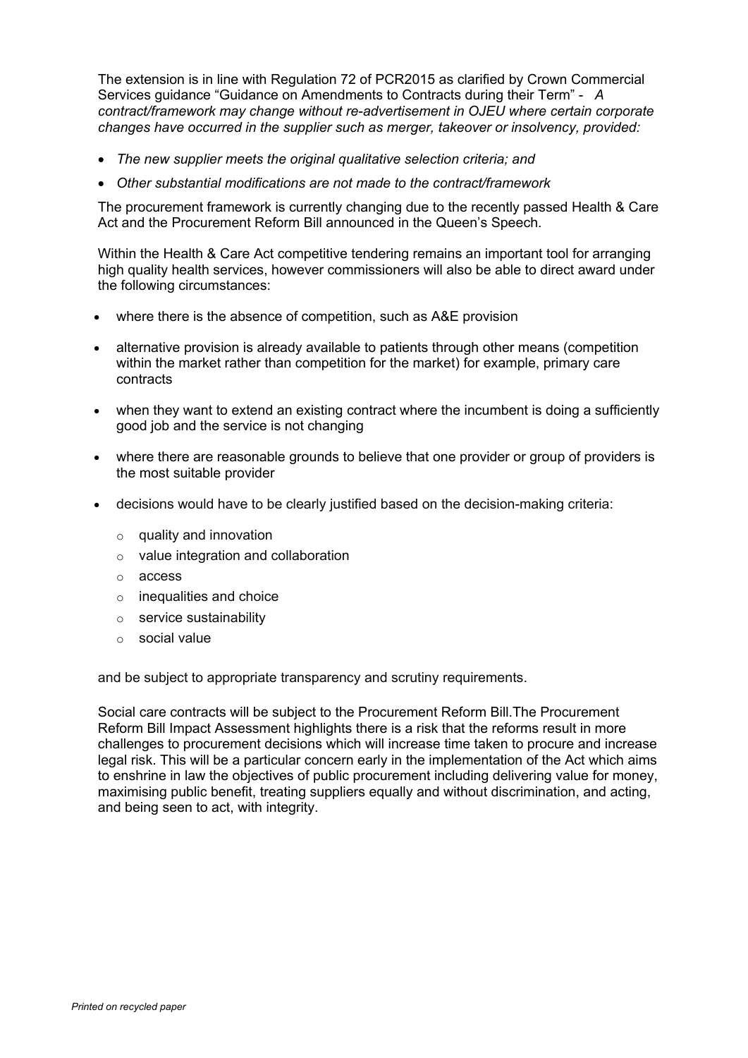The extension is in line with Regulation 72 of PCR2015 as clarified by Crown Commercial Services guidance "Guidance on Amendments to Contracts during their Term" - *A contract/framework may change without re-advertisement in OJEU where certain corporate changes have occurred in the supplier such as merger, takeover or insolvency, provided:*

- *The new supplier meets the original qualitative selection criteria; and*
- *Other substantial modifications are not made to the contract/framework*

The procurement framework is currently changing due to the recently passed Health & Care Act and the Procurement Reform Bill announced in the Queen's Speech.

Within the Health & Care Act competitive tendering remains an important tool for arranging high quality health services, however commissioners will also be able to direct award under the following circumstances:

- where there is the absence of competition, such as A&E provision
- alternative provision is already available to patients through other means (competition within the market rather than competition for the market) for example, primary care contracts
- when they want to extend an existing contract where the incumbent is doing a sufficiently good job and the service is not changing
- where there are reasonable grounds to believe that one provider or group of providers is the most suitable provider
- decisions would have to be clearly justified based on the decision-making criteria:
  - quality and innovation
  - value integration and collaboration
  - access
  - inequalities and choice
  - service sustainability
  - social value

and be subject to appropriate transparency and scrutiny requirements.

Social care contracts will be subject to the Procurement Reform Bill.The Procurement Reform Bill Impact Assessment highlights there is a risk that the reforms result in more challenges to procurement decisions which will increase time taken to procure and increase legal risk. This will be a particular concern early in the implementation of the Act which aims to enshrine in law the objectives of public procurement including delivering value for money, maximising public benefit, treating suppliers equally and without discrimination, and acting, and being seen to act, with integrity.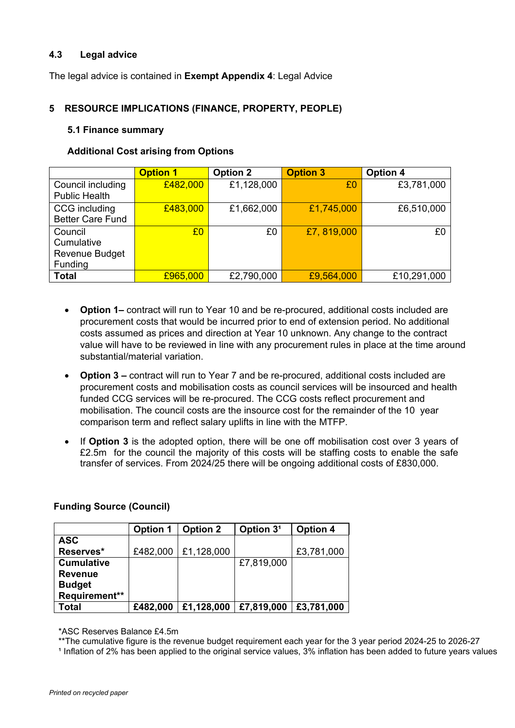### 4.3 Legal advice

The legal advice is contained in **Exempt Appendix 4**: Legal Advice

## 5 RESOURCE IMPLICATIONS (FINANCE, PROPERTY, PEOPLE)

### 5.1 Finance summary

**Additional Cost arising from Options**

| | Option 1 | Option 2 | Option 3 | Option 4 |
|---|---|---|---|---|
| Council including Public Health | £482,000 | £1,128,000 | £0 | £3,781,000 |
| CCG including Better Care Fund | £483,000 | £1,662,000 | £1,745,000 | £6,510,000 |
| Council Cumulative Revenue Budget Funding | £0 | £0 | £7, 819,000 | £0 |
| **Total** | £965,000 | £2,790,000 | £9,564,000 | £10,291,000 |

- **Option 1–** contract will run to Year 10 and be re-procured, additional costs included are procurement costs that would be incurred prior to end of extension period. No additional costs assumed as prices and direction at Year 10 unknown. Any change to the contract value will have to be reviewed in line with any procurement rules in place at the time around substantial/material variation.
- **Option 3 –** contract will run to Year 7 and be re-procured, additional costs included are procurement costs and mobilisation costs as council services will be insourced and health funded CCG services will be re-procured. The CCG costs reflect procurement and mobilisation. The council costs are the insource cost for the remainder of the 10 year comparison term and reflect salary uplifts in line with the MTFP.
- If **Option 3** is the adopted option, there will be one off mobilisation cost over 3 years of £2.5m for the council the majority of this costs will be staffing costs to enable the safe transfer of services. From 2024/25 there will be ongoing additional costs of £830,000.

**Funding Source (Council)**

| | Option 1 | Option 2 | Option 3[1] | Option 4 |
|---|---|---|---|---|
| **ASC Reserves*** | £482,000 | £1,128,000 | | £3,781,000 |
| **Cumulative Revenue Budget Requirement**** | | | £7,819,000 | |
| **Total** | **£482,000** | **£1,128,000** | **£7,819,000** | **£3,781,000** |

*ASC Reserves Balance £4.5m

**The cumulative figure is the revenue budget requirement each year for the 3 year period 2024-25 to 2026-27

[1] Inflation of 2% has been applied to the original service values, 3% inflation has been added to future years values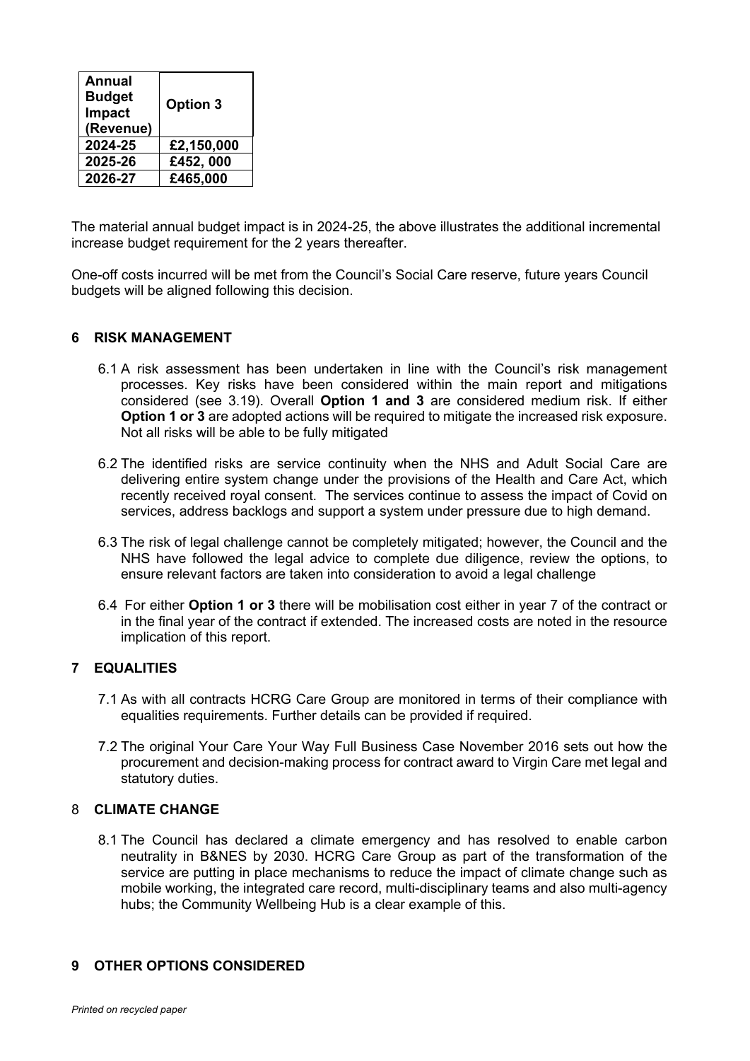| Annual Budget Impact (Revenue) | Option 3 |
| --- | --- |
| 2024-25 | £2,150,000 |
| 2025-26 | £452, 000 |
| 2026-27 | £465,000 |

The material annual budget impact is in 2024-25, the above illustrates the additional incremental increase budget requirement for the 2 years thereafter.

One-off costs incurred will be met from the Council's Social Care reserve, future years Council budgets will be aligned following this decision.

## 6 RISK MANAGEMENT

6.1 A risk assessment has been undertaken in line with the Council's risk management processes. Key risks have been considered within the main report and mitigations considered (see 3.19). Overall **Option 1 and 3** are considered medium risk. If either **Option 1 or 3** are adopted actions will be required to mitigate the increased risk exposure. Not all risks will be able to be fully mitigated

6.2 The identified risks are service continuity when the NHS and Adult Social Care are delivering entire system change under the provisions of the Health and Care Act, which recently received royal consent. The services continue to assess the impact of Covid on services, address backlogs and support a system under pressure due to high demand.

6.3 The risk of legal challenge cannot be completely mitigated; however, the Council and the NHS have followed the legal advice to complete due diligence, review the options, to ensure relevant factors are taken into consideration to avoid a legal challenge

6.4 For either **Option 1 or 3** there will be mobilisation cost either in year 7 of the contract or in the final year of the contract if extended. The increased costs are noted in the resource implication of this report.

## 7 EQUALITIES

7.1 As with all contracts HCRG Care Group are monitored in terms of their compliance with equalities requirements. Further details can be provided if required.

7.2 The original Your Care Your Way Full Business Case November 2016 sets out how the procurement and decision-making process for contract award to Virgin Care met legal and statutory duties.

## 8 CLIMATE CHANGE

8.1 The Council has declared a climate emergency and has resolved to enable carbon neutrality in B&NES by 2030. HCRG Care Group as part of the transformation of the service are putting in place mechanisms to reduce the impact of climate change such as mobile working, the integrated care record, multi-disciplinary teams and also multi-agency hubs; the Community Wellbeing Hub is a clear example of this.

## 9 OTHER OPTIONS CONSIDERED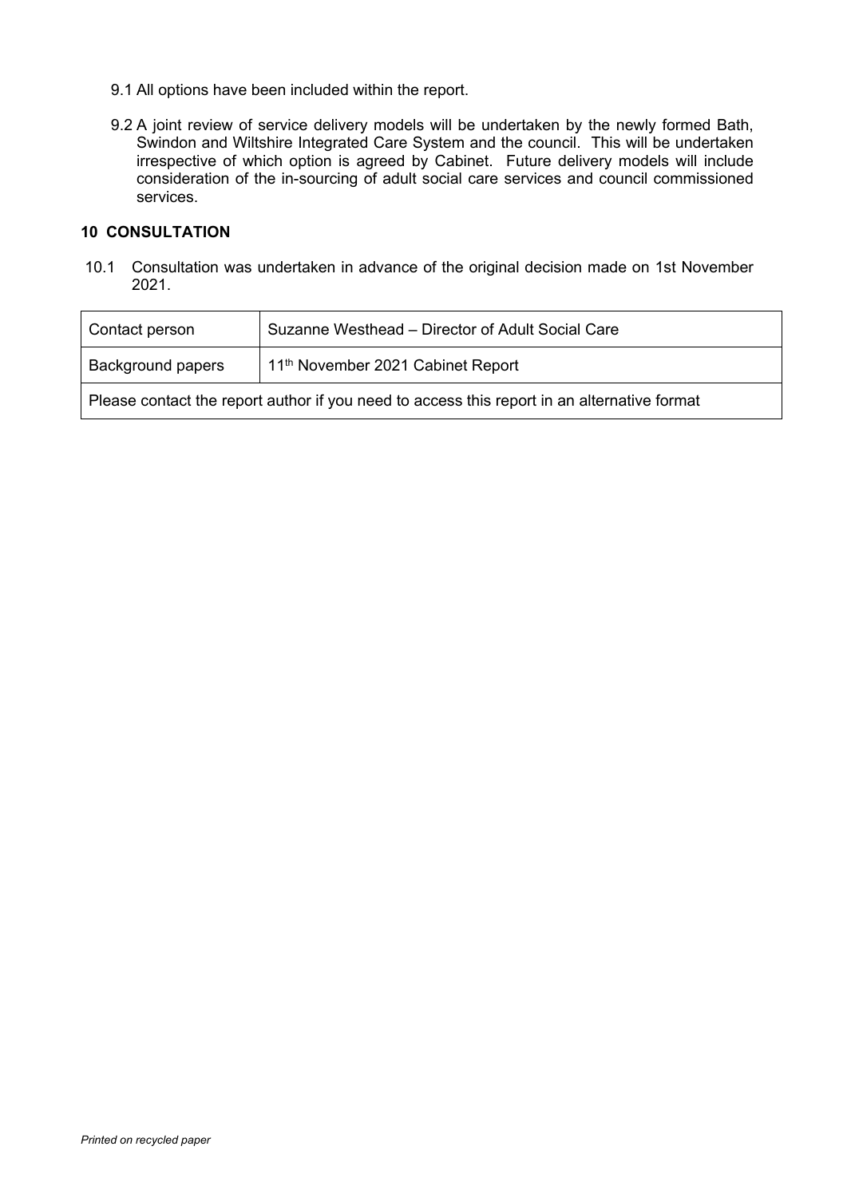9.1 All options have been included within the report.

9.2 A joint review of service delivery models will be undertaken by the newly formed Bath, Swindon and Wiltshire Integrated Care System and the council. This will be undertaken irrespective of which option is agreed by Cabinet. Future delivery models will include consideration of the in-sourcing of adult social care services and council commissioned services.

## 10 CONSULTATION

10.1 Consultation was undertaken in advance of the original decision made on 1st November 2021.

| | |
|---|---|
| Contact person | Suzanne Westhead – Director of Adult Social Care |
| Background papers | 11th November 2021 Cabinet Report |
| Please contact the report author if you need to access this report in an alternative format | |

*Printed on recycled paper*